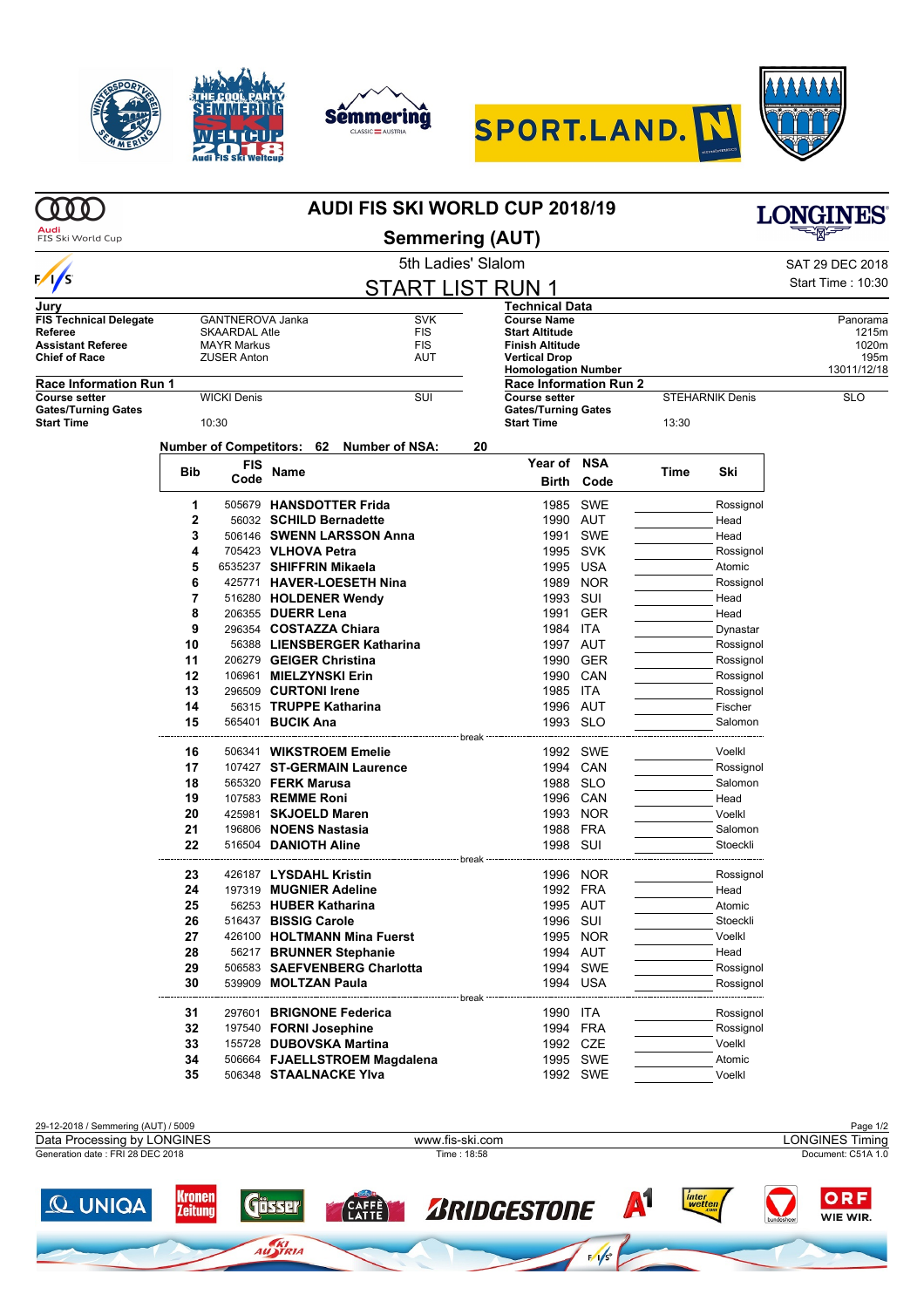# AUDI FIS SKI WORLD CUP 2018/19

## Semmering (AUT)

5th Ladies' Slalom

SAT 29 DEC 2018

Start Time : 10:30

## START LIST RUN 1

| Jury | | |
|---|---|---|
| FIS Technical Delegate | GANTNEROVA Janka | SVK |
| Referee | SKAARDAL Atle | FIS |
| Assistant Referee | MAYR Markus | FIS |
| Chief of Race | ZUSER Anton | AUT |

| Technical Data | |
|---|---|
| Course Name | Panorama |
| Start Altitude | 1215m |
| Finish Altitude | 1020m |
| Vertical Drop | 195m |
| Homologation Number | 13011/12/18 |

| Race Information Run 1 | | |
|---|---|---|
| Course setter | WICKI Denis | SUI |
| Gates/Turning Gates | | |
| Start Time | 10:30 | |

| Race Information Run 2 | | |
|---|---|---|
| Course setter | STEHARNIK Denis | SLO |
| Gates/Turning Gates | | |
| Start Time | 13:30 | |

Number of Competitors: 62 Number of NSA: 20

| Bib | FIS Code | Name | Year of Birth | NSA Code | Time | Ski |
|---|---|---|---|---|---|---|
| 1 | 505679 | **HANSDOTTER Frida** | 1985 | SWE | | Rossignol |
| 2 | 56032 | **SCHILD Bernadette** | 1990 | AUT | | Head |
| 3 | 506146 | **SWENN LARSSON Anna** | 1991 | SWE | | Head |
| 4 | 705423 | **VLHOVA Petra** | 1995 | SVK | | Rossignol |
| 5 | 6535237 | **SHIFFRIN Mikaela** | 1995 | USA | | Atomic |
| 6 | 425771 | **HAVER-LOESETH Nina** | 1989 | NOR | | Rossignol |
| 7 | 516280 | **HOLDENER Wendy** | 1993 | SUI | | Head |
| 8 | 206355 | **DUERR Lena** | 1991 | GER | | Head |
| 9 | 296354 | **COSTAZZA Chiara** | 1984 | ITA | | Dynastar |
| 10 | 56388 | **LIENSBERGER Katharina** | 1997 | AUT | | Rossignol |
| 11 | 206279 | **GEIGER Christina** | 1990 | GER | | Rossignol |
| 12 | 106961 | **MIELZYNSKI Erin** | 1990 | CAN | | Rossignol |
| 13 | 296509 | **CURTONI Irene** | 1985 | ITA | | Rossignol |
| 14 | 56315 | **TRUPPE Katharina** | 1996 | AUT | | Fischer |
| 15 | 565401 | **BUCIK Ana** | 1993 | SLO | | Salomon |
| | | break | | | | |
| 16 | 506341 | **WIKSTROEM Emelie** | 1992 | SWE | | Voelkl |
| 17 | 107427 | **ST-GERMAIN Laurence** | 1994 | CAN | | Rossignol |
| 18 | 565320 | **FERK Marusa** | 1988 | SLO | | Salomon |
| 19 | 107583 | **REMME Roni** | 1996 | CAN | | Head |
| 20 | 425981 | **SKJOELD Maren** | 1993 | NOR | | Voelkl |
| 21 | 196806 | **NOENS Nastasia** | 1988 | FRA | | Salomon |
| 22 | 516504 | **DANIOTH Aline** | 1998 | SUI | | Stoeckli |
| | | break | | | | |
| 23 | 426187 | **LYSDAHL Kristin** | 1996 | NOR | | Rossignol |
| 24 | 197319 | **MUGNIER Adeline** | 1992 | FRA | | Head |
| 25 | 56253 | **HUBER Katharina** | 1995 | AUT | | Atomic |
| 26 | 516437 | **BISSIG Carole** | 1996 | SUI | | Stoeckli |
| 27 | 426100 | **HOLTMANN Mina Fuerst** | 1995 | NOR | | Voelkl |
| 28 | 56217 | **BRUNNER Stephanie** | 1994 | AUT | | Head |
| 29 | 506583 | **SAEFVENBERG Charlotta** | 1994 | SWE | | Rossignol |
| 30 | 539909 | **MOLTZAN Paula** | 1994 | USA | | Rossignol |
| | | break | | | | |
| 31 | 297601 | **BRIGNONE Federica** | 1990 | ITA | | Rossignol |
| 32 | 197540 | **FORNI Josephine** | 1994 | FRA | | Rossignol |
| 33 | 155728 | **DUBOVSKA Martina** | 1992 | CZE | | Voelkl |
| 34 | 506664 | **FJAELLSTROEM Magdalena** | 1995 | SWE | | Atomic |
| 35 | 506348 | **STAALNACKE Ylva** | 1992 | SWE | | Voelkl |

29-12-2018 / Semmering (AUT) / 5009

Data Processing by LONGINES — www.fis-ski.com — LONGINES Timing

Generation date : FRI 28 DEC 2018 — Time : 18:58 — Document: C51A 1.0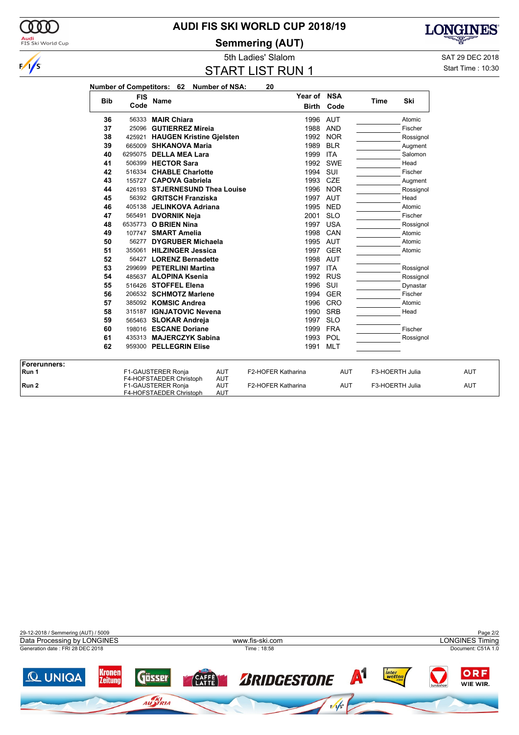# AUDI FIS SKI WORLD CUP 2018/19

## Semmering (AUT)

5th Ladies' Slalom

SAT 29 DEC 2018

## START LIST RUN 1

Start Time : 10:30

**Number of Competitors: 62 Number of NSA: 20**

| Bib | FIS Code | Name | Year of Birth | NSA Code | Time | Ski |
|---|---|---|---|---|---|---|
| 36 | 56333 | **MAIR Chiara** | 1996 | AUT | | Atomic |
| 37 | 25096 | **GUTIERREZ Mireia** | 1988 | AND | | Fischer |
| 38 | 425921 | **HAUGEN Kristine Gjelsten** | 1992 | NOR | | Rossignol |
| 39 | 665009 | **SHKANOVA Maria** | 1989 | BLR | | Augment |
| 40 | 6295075 | **DELLA MEA Lara** | 1999 | ITA | | Salomon |
| 41 | 506399 | **HECTOR Sara** | 1992 | SWE | | Head |
| 42 | 516334 | **CHABLE Charlotte** | 1994 | SUI | | Fischer |
| 43 | 155727 | **CAPOVA Gabriela** | 1993 | CZE | | Augment |
| 44 | 426193 | **STJERNESUND Thea Louise** | 1996 | NOR | | Rossignol |
| 45 | 56392 | **GRITSCH Franziska** | 1997 | AUT | | Head |
| 46 | 405138 | **JELINKOVA Adriana** | 1995 | NED | | Atomic |
| 47 | 565491 | **DVORNIK Neja** | 2001 | SLO | | Fischer |
| 48 | 6535773 | **O BRIEN Nina** | 1997 | USA | | Rossignol |
| 49 | 107747 | **SMART Amelia** | 1998 | CAN | | Atomic |
| 50 | 56277 | **DYGRUBER Michaela** | 1995 | AUT | | Atomic |
| 51 | 355061 | **HILZINGER Jessica** | 1997 | GER | | Atomic |
| 52 | 56427 | **LORENZ Bernadette** | 1998 | AUT | | |
| 53 | 299699 | **PETERLINI Martina** | 1997 | ITA | | Rossignol |
| 54 | 485637 | **ALOPINA Ksenia** | 1992 | RUS | | Rossignol |
| 55 | 516426 | **STOFFEL Elena** | 1996 | SUI | | Dynastar |
| 56 | 206532 | **SCHMOTZ Marlene** | 1994 | GER | | Fischer |
| 57 | 385092 | **KOMSIC Andrea** | 1996 | CRO | | Atomic |
| 58 | 315187 | **IGNJATOVIC Nevena** | 1990 | SRB | | Head |
| 59 | 565463 | **SLOKAR Andreja** | 1997 | SLO | | |
| 60 | 198016 | **ESCANE Doriane** | 1999 | FRA | | Fischer |
| 61 | 435313 | **MAJERCZYK Sabina** | 1993 | POL | | Rossignol |
| 62 | 959300 | **PELLEGRIN Elise** | 1991 | MLT | | |

**Forerunners:**

| | | | | | | |
|---|---|---|---|---|---|---|
| **Run 1** | F1-GAUSTERER Ronja | AUT | F2-HOFER Katharina | AUT | F3-HOERTH Julia | AUT |
| | F4-HOFSTAEDTER Christoph | AUT | | | | |
| **Run 2** | F1-GAUSTERER Ronja | AUT | F2-HOFER Katharina | AUT | F3-HOERTH Julia | AUT |
| | F4-HOFSTAEDTER Christoph | AUT | | | | |

29-12-2018 / Semmering (AUT) / 5009

Data Processing by LONGINES — www.fis-ski.com — LONGINES Timing

Generation date : FRI 28 DEC 2018 — Time : 18:58 — Document: C51A 1.0